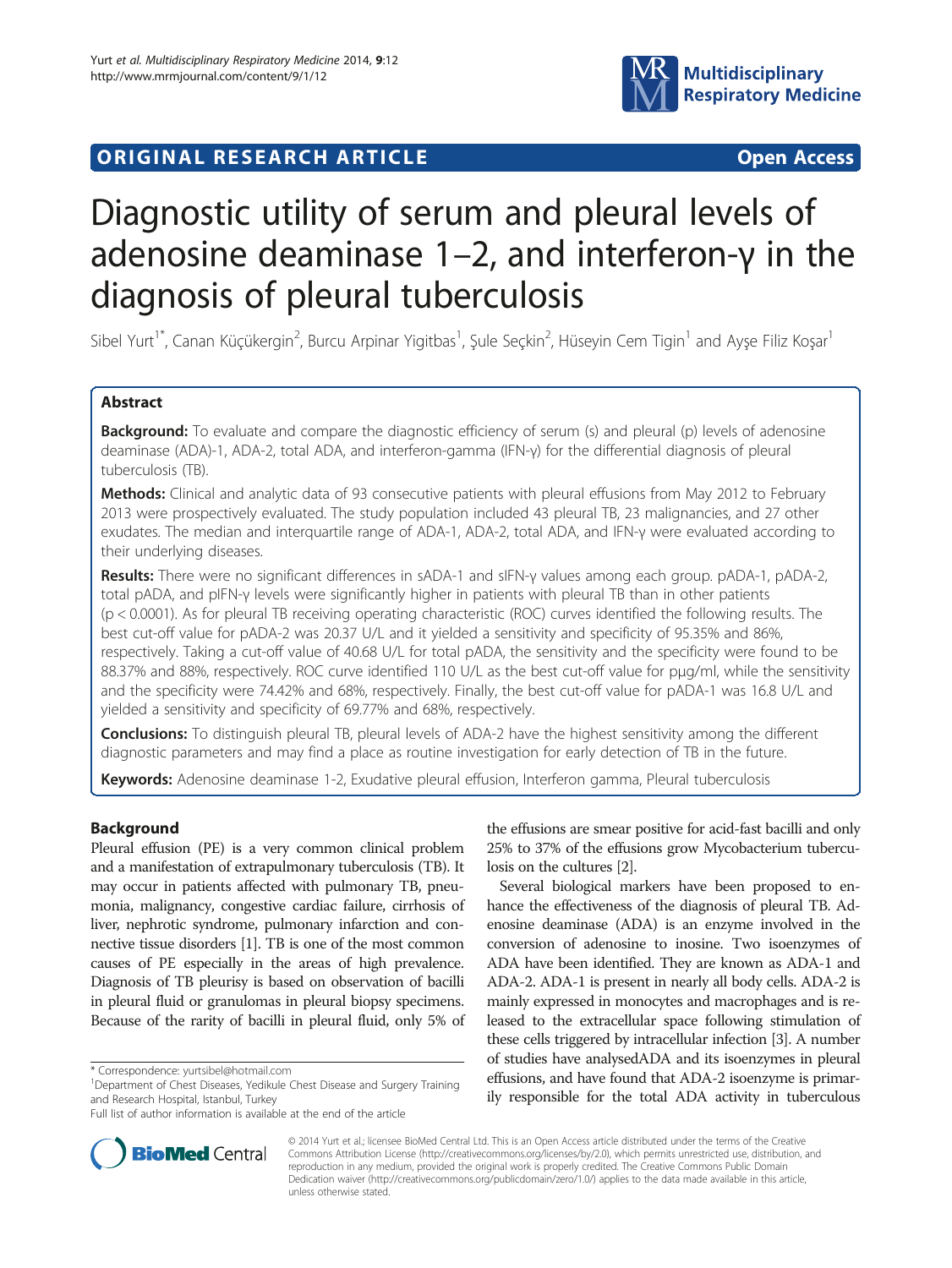**ORIGINAL RESEARCH ARTICLE** **Open Access**

# Diagnostic utility of serum and pleural levels of adenosine deaminase 1–2, and interferon-γ in the diagnosis of pleural tuberculosis

Sibel Yurt[1*], Canan Küçükergin[2], Burcu Arpinar Yigitbas[1], Şule Seçkin[2], Hüseyin Cem Tigin[1] and Ayşe Filiz Koşar[1]

## Abstract

**Background:** To evaluate and compare the diagnostic efficiency of serum (s) and pleural (p) levels of adenosine deaminase (ADA)-1, ADA-2, total ADA, and interferon-gamma (IFN-γ) for the differential diagnosis of pleural tuberculosis (TB).

**Methods:** Clinical and analytic data of 93 consecutive patients with pleural effusions from May 2012 to February 2013 were prospectively evaluated. The study population included 43 pleural TB, 23 malignancies, and 27 other exudates. The median and interquartile range of ADA-1, ADA-2, total ADA, and IFN-γ were evaluated according to their underlying diseases.

**Results:** There were no significant differences in sADA-1 and sIFN-γ values among each group. pADA-1, pADA-2, total pADA, and pIFN-γ levels were significantly higher in patients with pleural TB than in other patients ($p < 0.0001$). As for pleural TB receiving operating characteristic (ROC) curves identified the following results. The best cut-off value for pADA-2 was 20.37 U/L and it yielded a sensitivity and specificity of 95.35% and 86%, respectively. Taking a cut-off value of 40.68 U/L for total pADA, the sensitivity and the specificity were found to be 88.37% and 88%, respectively. ROC curve identified 110 U/L as the best cut-off value for pμg/ml, while the sensitivity and the specificity were 74.42% and 68%, respectively. Finally, the best cut-off value for pADA-1 was 16.8 U/L and yielded a sensitivity and specificity of 69.77% and 68%, respectively.

**Conclusions:** To distinguish pleural TB, pleural levels of ADA-2 have the highest sensitivity among the different diagnostic parameters and may find a place as routine investigation for early detection of TB in the future.

**Keywords:** Adenosine deaminase 1-2, Exudative pleural effusion, Interferon gamma, Pleural tuberculosis

## Background

Pleural effusion (PE) is a very common clinical problem and a manifestation of extrapulmonary tuberculosis (TB). It may occur in patients affected with pulmonary TB, pneumonia, malignancy, congestive cardiac failure, cirrhosis of liver, nephrotic syndrome, pulmonary infarction and connective tissue disorders [1]. TB is one of the most common causes of PE especially in the areas of high prevalence. Diagnosis of TB pleurisy is based on observation of bacilli in pleural fluid or granulomas in pleural biopsy specimens. Because of the rarity of bacilli in pleural fluid, only 5% of the effusions are smear positive for acid-fast bacilli and only 25% to 37% of the effusions grow Mycobacterium tuberculosis on the cultures [2].

Several biological markers have been proposed to enhance the effectiveness of the diagnosis of pleural TB. Adenosine deaminase (ADA) is an enzyme involved in the conversion of adenosine to inosine. Two isoenzymes of ADA have been identified. They are known as ADA-1 and ADA-2. ADA-1 is present in nearly all body cells. ADA-2 is mainly expressed in monocytes and macrophages and is released to the extracellular space following stimulation of these cells triggered by intracellular infection [3]. A number of studies have analysedADA and its isoenzymes in pleural effusions, and have found that ADA-2 isoenzyme is primarily responsible for the total ADA activity in tuberculous

\* Correspondence: yurtsibel@hotmail.com
[1]Department of Chest Diseases, Yedikule Chest Disease and Surgery Training and Research Hospital, Istanbul, Turkey
Full list of author information is available at the end of the article

© 2014 Yurt et al.; licensee BioMed Central Ltd. This is an Open Access article distributed under the terms of the Creative Commons Attribution License (http://creativecommons.org/licenses/by/2.0), which permits unrestricted use, distribution, and reproduction in any medium, provided the original work is properly credited. The Creative Commons Public Domain Dedication waiver (http://creativecommons.org/publicdomain/zero/1.0/) applies to the data made available in this article, unless otherwise stated.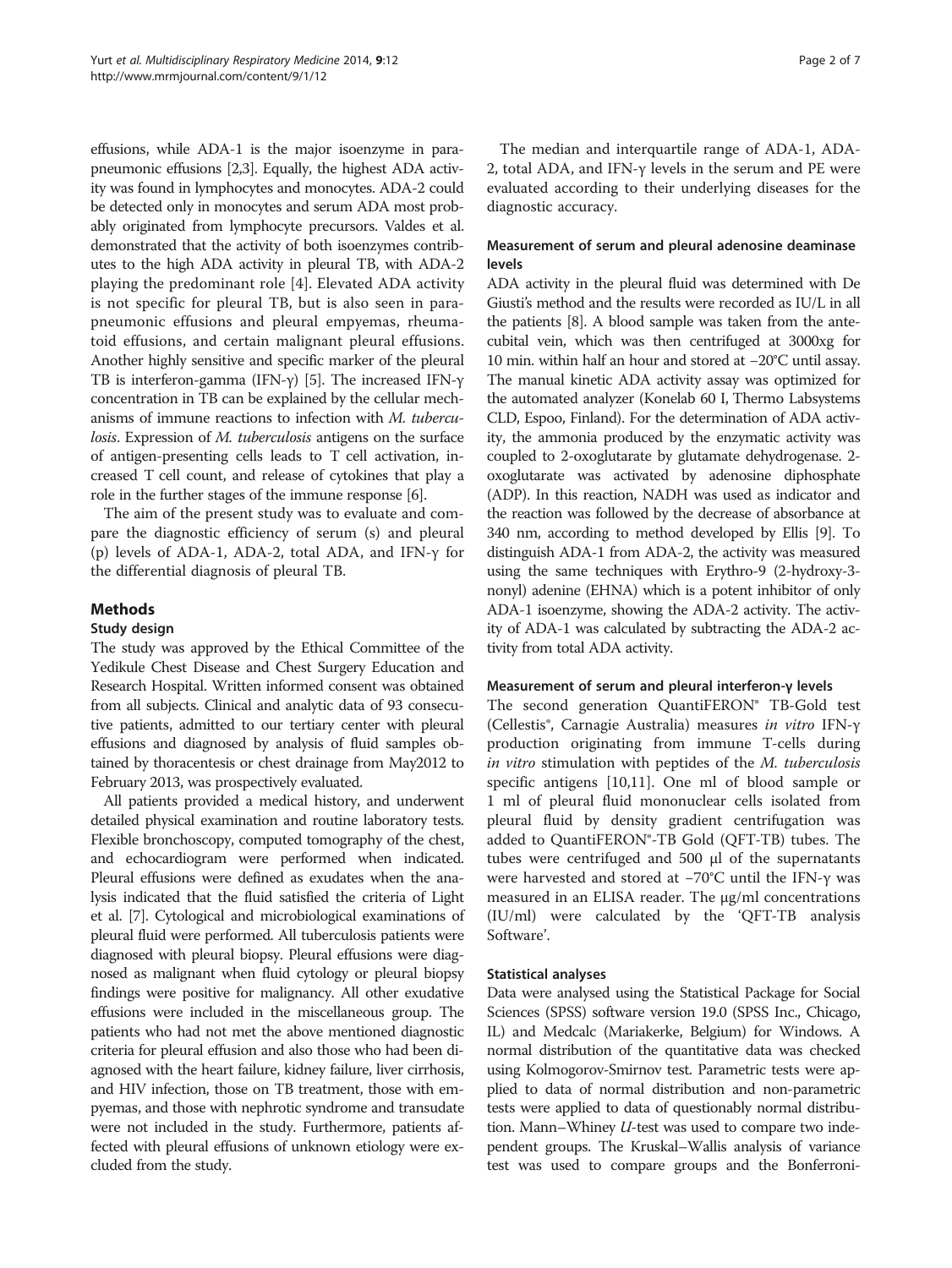effusions, while ADA-1 is the major isoenzyme in parapneumonic effusions [2,3]. Equally, the highest ADA activity was found in lymphocytes and monocytes. ADA-2 could be detected only in monocytes and serum ADA most probably originated from lymphocyte precursors. Valdes et al. demonstrated that the activity of both isoenzymes contributes to the high ADA activity in pleural TB, with ADA-2 playing the predominant role [4]. Elevated ADA activity is not specific for pleural TB, but is also seen in parapneumonic effusions and pleural empyemas, rheumatoid effusions, and certain malignant pleural effusions. Another highly sensitive and specific marker of the pleural TB is interferon-gamma (IFN-γ) [5]. The increased IFN-γ concentration in TB can be explained by the cellular mechanisms of immune reactions to infection with *M. tuberculosis*. Expression of *M. tuberculosis* antigens on the surface of antigen-presenting cells leads to T cell activation, increased T cell count, and release of cytokines that play a role in the further stages of the immune response [6].

The aim of the present study was to evaluate and compare the diagnostic efficiency of serum (s) and pleural (p) levels of ADA-1, ADA-2, total ADA, and IFN-γ for the differential diagnosis of pleural TB.

## Methods

### Study design

The study was approved by the Ethical Committee of the Yedikule Chest Disease and Chest Surgery Education and Research Hospital. Written informed consent was obtained from all subjects. Clinical and analytic data of 93 consecutive patients, admitted to our tertiary center with pleural effusions and diagnosed by analysis of fluid samples obtained by thoracentesis or chest drainage from May2012 to February 2013, was prospectively evaluated.

All patients provided a medical history, and underwent detailed physical examination and routine laboratory tests. Flexible bronchoscopy, computed tomography of the chest, and echocardiogram were performed when indicated. Pleural effusions were defined as exudates when the analysis indicated that the fluid satisfied the criteria of Light et al. [7]. Cytological and microbiological examinations of pleural fluid were performed. All tuberculosis patients were diagnosed with pleural biopsy. Pleural effusions were diagnosed as malignant when fluid cytology or pleural biopsy findings were positive for malignancy. All other exudative effusions were included in the miscellaneous group. The patients who had not met the above mentioned diagnostic criteria for pleural effusion and also those who had been diagnosed with the heart failure, kidney failure, liver cirrhosis, and HIV infection, those on TB treatment, those with empyemas, and those with nephrotic syndrome and transudate were not included in the study. Furthermore, patients affected with pleural effusions of unknown etiology were excluded from the study.

The median and interquartile range of ADA-1, ADA-2, total ADA, and IFN-γ levels in the serum and PE were evaluated according to their underlying diseases for the diagnostic accuracy.

### Measurement of serum and pleural adenosine deaminase levels

ADA activity in the pleural fluid was determined with De Giusti's method and the results were recorded as IU/L in all the patients [8]. A blood sample was taken from the antecubital vein, which was then centrifuged at 3000xg for 10 min. within half an hour and stored at −20°C until assay. The manual kinetic ADA activity assay was optimized for the automated analyzer (Konelab 60 I, Thermo Labsystems CLD, Espoo, Finland). For the determination of ADA activity, the ammonia produced by the enzymatic activity was coupled to 2-oxoglutarate by glutamate dehydrogenase. 2-oxoglutarate was activated by adenosine diphosphate (ADP). In this reaction, NADH was used as indicator and the reaction was followed by the decrease of absorbance at 340 nm, according to method developed by Ellis [9]. To distinguish ADA-1 from ADA-2, the activity was measured using the same techniques with Erythro-9 (2-hydroxy-3-nonyl) adenine (EHNA) which is a potent inhibitor of only ADA-1 isoenzyme, showing the ADA-2 activity. The activity of ADA-1 was calculated by subtracting the ADA-2 activity from total ADA activity.

### Measurement of serum and pleural interferon-γ levels

The second generation QuantiFERON® TB-Gold test (Cellestis®, Carnagie Australia) measures *in vitro* IFN-γ production originating from immune T-cells during *in vitro* stimulation with peptides of the *M. tuberculosis* specific antigens [10,11]. One ml of blood sample or 1 ml of pleural fluid mononuclear cells isolated from pleural fluid by density gradient centrifugation was added to QuantiFERON®-TB Gold (QFT-TB) tubes. The tubes were centrifuged and 500 μl of the supernatants were harvested and stored at −70°C until the IFN-γ was measured in an ELISA reader. The μg/ml concentrations (IU/ml) were calculated by the 'QFT-TB analysis Software'.

### Statistical analyses

Data were analysed using the Statistical Package for Social Sciences (SPSS) software version 19.0 (SPSS Inc., Chicago, IL) and Medcalc (Mariakerke, Belgium) for Windows. A normal distribution of the quantitative data was checked using Kolmogorov-Smirnov test. Parametric tests were applied to data of normal distribution and non-parametric tests were applied to data of questionably normal distribution. Mann–Whiney *U*-test was used to compare two independent groups. The Kruskal–Wallis analysis of variance test was used to compare groups and the Bonferroni-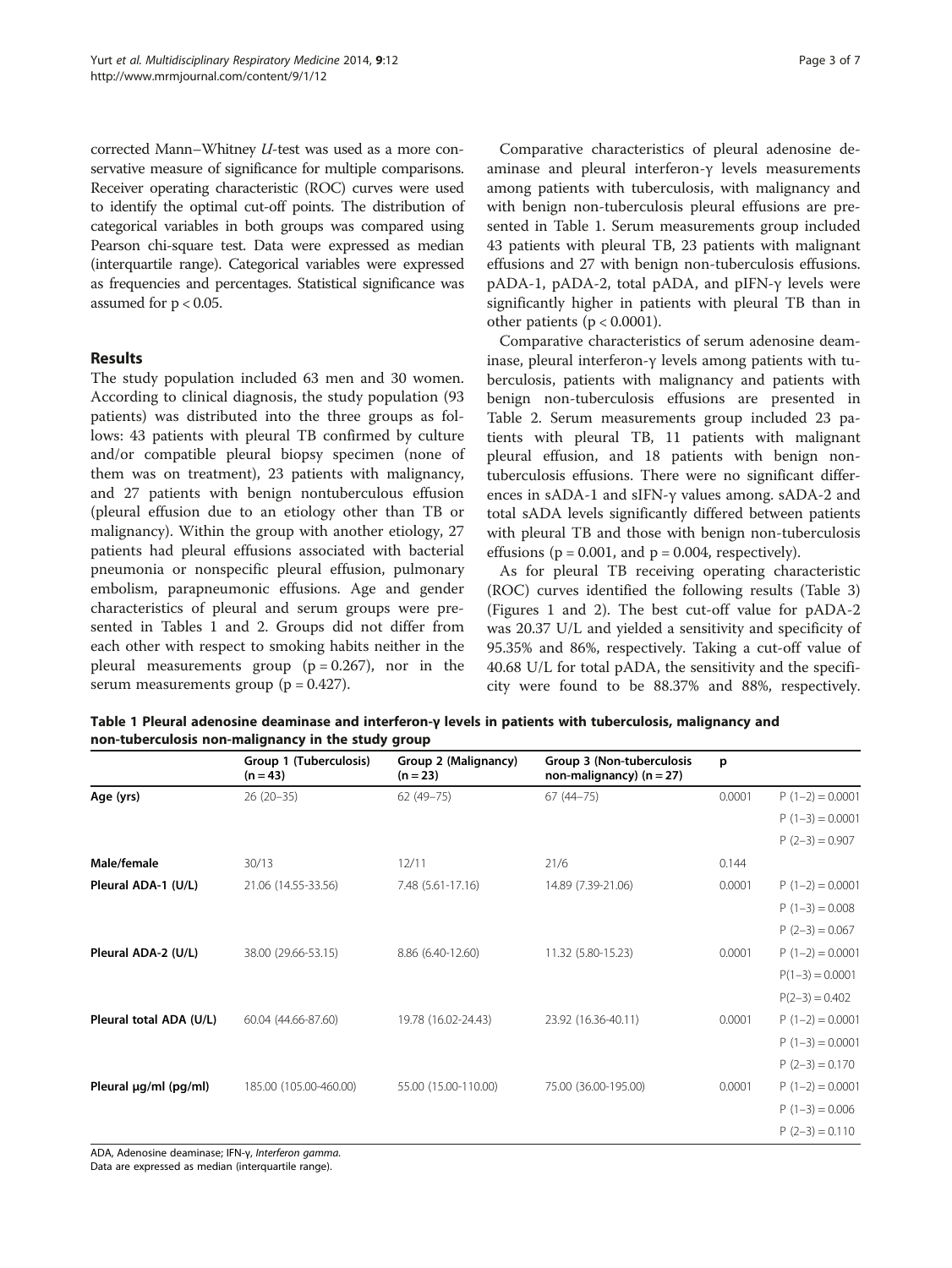corrected Mann–Whitney *U*-test was used as a more conservative measure of significance for multiple comparisons. Receiver operating characteristic (ROC) curves were used to identify the optimal cut-off points. The distribution of categorical variables in both groups was compared using Pearson chi-square test. Data were expressed as median (interquartile range). Categorical variables were expressed as frequencies and percentages. Statistical significance was assumed for $p < 0.05$.

## Results

The study population included 63 men and 30 women. According to clinical diagnosis, the study population (93 patients) was distributed into the three groups as follows: 43 patients with pleural TB confirmed by culture and/or compatible pleural biopsy specimen (none of them was on treatment), 23 patients with malignancy, and 27 patients with benign nontuberculous effusion (pleural effusion due to an etiology other than TB or malignancy). Within the group with another etiology, 27 patients had pleural effusions associated with bacterial pneumonia or nonspecific pleural effusion, pulmonary embolism, parapneumonic effusions. Age and gender characteristics of pleural and serum groups were presented in Tables 1 and 2. Groups did not differ from each other with respect to smoking habits neither in the pleural measurements group ($p = 0.267$), nor in the serum measurements group ($p = 0.427$).

Comparative characteristics of pleural adenosine deaminase and pleural interferon-γ levels measurements among patients with tuberculosis, with malignancy and with benign non-tuberculosis pleural effusions are presented in Table 1. Serum measurements group included 43 patients with pleural TB, 23 patients with malignant effusions and 27 with benign non-tuberculosis effusions. pADA-1, pADA-2, total pADA, and pIFN-γ levels were significantly higher in patients with pleural TB than in other patients ($p < 0.0001$).

Comparative characteristics of serum adenosine deaminase, pleural interferon-γ levels among patients with tuberculosis, patients with malignancy and patients with benign non-tuberculosis effusions are presented in Table 2. Serum measurements group included 23 patients with pleural TB, 11 patients with malignant pleural effusion, and 18 patients with benign non-tuberculosis effusions. There were no significant differences in sADA-1 and sIFN-γ values among. sADA-2 and total sADA levels significantly differed between patients with pleural TB and those with benign non-tuberculosis effusions ($p = 0.001$, and $p = 0.004$, respectively).

As for pleural TB receiving operating characteristic (ROC) curves identified the following results (Table 3) (Figures 1 and 2). The best cut-off value for pADA-2 was 20.37 U/L and yielded a sensitivity and specificity of 95.35% and 86%, respectively. Taking a cut-off value of 40.68 U/L for total pADA, the sensitivity and the specificity were found to be 88.37% and 88%, respectively.

**Table 1 Pleural adenosine deaminase and interferon-γ levels in patients with tuberculosis, malignancy and non-tuberculosis non-malignancy in the study group**

| | Group 1 (Tuberculosis) (n = 43) | Group 2 (Malignancy) (n = 23) | Group 3 (Non-tuberculosis non-malignancy) (n = 27) | p | |
|---|---|---|---|---|---|
| **Age (yrs)** | 26 (20–35) | 62 (49–75) | 67 (44–75) | 0.0001 | P (1–2) = 0.0001 |
| | | | | | P (1–3) = 0.0001 |
| | | | | | P (2–3) = 0.907 |
| **Male/female** | 30/13 | 12/11 | 21/6 | 0.144 | |
| **Pleural ADA-1 (U/L)** | 21.06 (14.55-33.56) | 7.48 (5.61-17.16) | 14.89 (7.39-21.06) | 0.0001 | P (1–2) = 0.0001 |
| | | | | | P (1–3) = 0.008 |
| | | | | | P (2–3) = 0.067 |
| **Pleural ADA-2 (U/L)** | 38.00 (29.66-53.15) | 8.86 (6.40-12.60) | 11.32 (5.80-15.23) | 0.0001 | P (1–2) = 0.0001 |
| | | | | | P(1–3) = 0.0001 |
| | | | | | P(2–3) = 0.402 |
| **Pleural total ADA (U/L)** | 60.04 (44.66-87.60) | 19.78 (16.02-24.43) | 23.92 (16.36-40.11) | 0.0001 | P (1–2) = 0.0001 |
| | | | | | P (1–3) = 0.0001 |
| | | | | | P (2–3) = 0.170 |
| **Pleural µg/ml (pg/ml)** | 185.00 (105.00-460.00) | 55.00 (15.00-110.00) | 75.00 (36.00-195.00) | 0.0001 | P (1–2) = 0.0001 |
| | | | | | P (1–3) = 0.006 |
| | | | | | P (2–3) = 0.110 |

ADA, Adenosine deaminase; IFN-γ, *Interferon gamma.*

Data are expressed as median (interquartile range).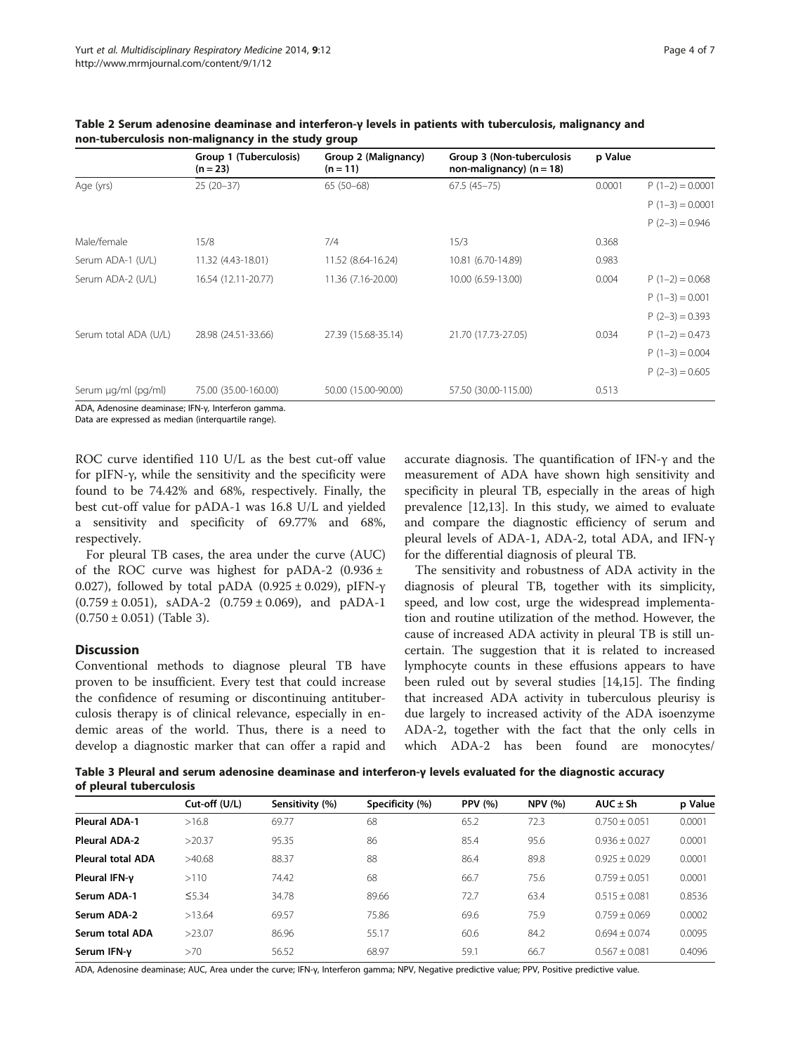**Table 2 Serum adenosine deaminase and interferon-γ levels in patients with tuberculosis, malignancy and non-tuberculosis non-malignancy in the study group**

| | Group 1 (Tuberculosis) (n = 23) | Group 2 (Malignancy) (n = 11) | Group 3 (Non-tuberculosis non-malignancy) (n = 18) | p Value | |
|---|---|---|---|---|---|
| Age (yrs) | 25 (20–37) | 65 (50–68) | 67.5 (45–75) | 0.0001 | P (1–2) = 0.0001 |
| | | | | | P (1–3) = 0.0001 |
| | | | | | P (2–3) = 0.946 |
| Male/female | 15/8 | 7/4 | 15/3 | 0.368 | |
| Serum ADA-1 (U/L) | 11.32 (4.43-18.01) | 11.52 (8.64-16.24) | 10.81 (6.70-14.89) | 0.983 | |
| Serum ADA-2 (U/L) | 16.54 (12.11-20.77) | 11.36 (7.16-20.00) | 10.00 (6.59-13.00) | 0.004 | P (1–2) = 0.068 |
| | | | | | P (1–3) = 0.001 |
| | | | | | P (2–3) = 0.393 |
| Serum total ADA (U/L) | 28.98 (24.51-33.66) | 27.39 (15.68-35.14) | 21.70 (17.73-27.05) | 0.034 | P (1–2) = 0.473 |
| | | | | | P (1–3) = 0.004 |
| | | | | | P (2–3) = 0.605 |
| Serum µg/ml (pg/ml) | 75.00 (35.00-160.00) | 50.00 (15.00-90.00) | 57.50 (30.00-115.00) | 0.513 | |

ADA, Adenosine deaminase; IFN-γ, Interferon gamma.
Data are expressed as median (interquartile range).

ROC curve identified 110 U/L as the best cut-off value for pIFN-γ, while the sensitivity and the specificity were found to be 74.42% and 68%, respectively. Finally, the best cut-off value for pADA-1 was 16.8 U/L and yielded a sensitivity and specificity of 69.77% and 68%, respectively.

For pleural TB cases, the area under the curve (AUC) of the ROC curve was highest for pADA-2 (0.936 ± 0.027), followed by total pADA (0.925 ± 0.029), pIFN-γ (0.759 ± 0.051), sADA-2 (0.759 ± 0.069), and pADA-1 (0.750 ± 0.051) (Table 3).

## Discussion

Conventional methods to diagnose pleural TB have proven to be insufficient. Every test that could increase the confidence of resuming or discontinuing antituberculosis therapy is of clinical relevance, especially in endemic areas of the world. Thus, there is a need to develop a diagnostic marker that can offer a rapid and accurate diagnosis. The quantification of IFN-γ and the measurement of ADA have shown high sensitivity and specificity in pleural TB, especially in the areas of high prevalence [12,13]. In this study, we aimed to evaluate and compare the diagnostic efficiency of serum and pleural levels of ADA-1, ADA-2, total ADA, and IFN-γ for the differential diagnosis of pleural TB.

The sensitivity and robustness of ADA activity in the diagnosis of pleural TB, together with its simplicity, speed, and low cost, urge the widespread implementation and routine utilization of the method. However, the cause of increased ADA activity in pleural TB is still uncertain. The suggestion that it is related to increased lymphocyte counts in these effusions appears to have been ruled out by several studies [14,15]. The finding that increased ADA activity in tuberculous pleurisy is due largely to increased activity of the ADA isoenzyme ADA-2, together with the fact that the only cells in which ADA-2 has been found are monocytes/

**Table 3 Pleural and serum adenosine deaminase and interferon-γ levels evaluated for the diagnostic accuracy of pleural tuberculosis**

| | Cut-off (U/L) | Sensitivity (%) | Specificity (%) | PPV (%) | NPV (%) | AUC ± Sh | p Value |
|---|---|---|---|---|---|---|---|
| **Pleural ADA-1** | >16.8 | 69.77 | 68 | 65.2 | 72.3 | 0.750 ± 0.051 | 0.0001 |
| **Pleural ADA-2** | >20.37 | 95.35 | 86 | 85.4 | 95.6 | 0.936 ± 0.027 | 0.0001 |
| **Pleural total ADA** | >40.68 | 88.37 | 88 | 86.4 | 89.8 | 0.925 ± 0.029 | 0.0001 |
| **Pleural IFN-γ** | >110 | 74.42 | 68 | 66.7 | 75.6 | 0.759 ± 0.051 | 0.0001 |
| **Serum ADA-1** | ≤5.34 | 34.78 | 89.66 | 72.7 | 63.4 | 0.515 ± 0.081 | 0.8536 |
| **Serum ADA-2** | >13.64 | 69.57 | 75.86 | 69.6 | 75.9 | 0.759 ± 0.069 | 0.0002 |
| **Serum total ADA** | >23.07 | 86.96 | 55.17 | 60.6 | 84.2 | 0.694 ± 0.074 | 0.0095 |
| **Serum IFN-γ** | >70 | 56.52 | 68.97 | 59.1 | 66.7 | 0.567 ± 0.081 | 0.4096 |

ADA, Adenosine deaminase; AUC, Area under the curve; IFN-γ, Interferon gamma; NPV, Negative predictive value; PPV, Positive predictive value.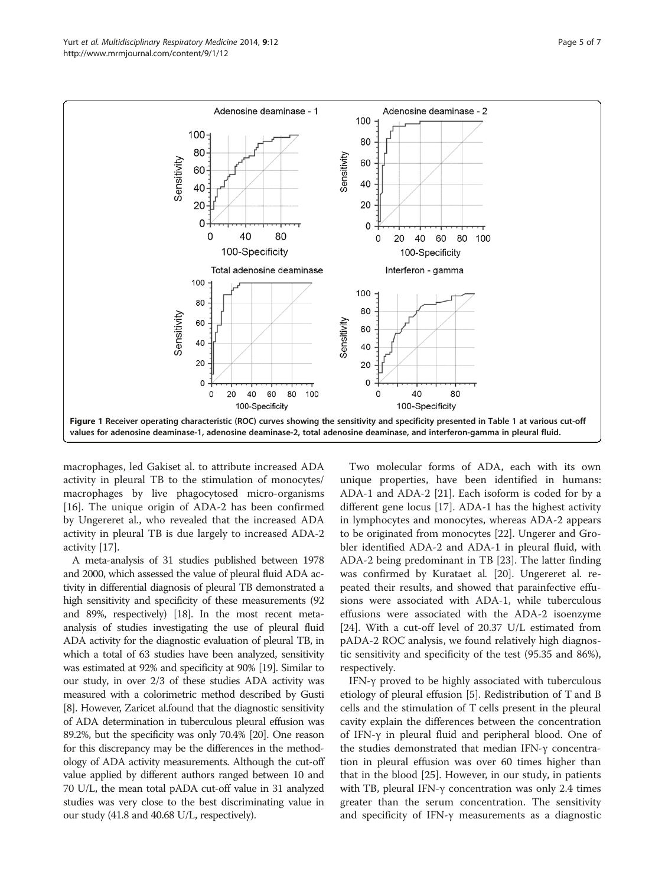**Figure 1 Receiver operating characteristic (ROC) curves showing the sensitivity and specificity presented in Table 1 at various cut-off values for adenosine deaminase-1, adenosine deaminase-2, total adenosine deaminase, and interferon-gamma in pleural fluid.**

macrophages, led Gakiset al. to attribute increased ADA activity in pleural TB to the stimulation of monocytes/macrophages by live phagocytosed micro-organisms [16]. The unique origin of ADA-2 has been confirmed by Ungereret al., who revealed that the increased ADA activity in pleural TB is due largely to increased ADA-2 activity [17].

A meta-analysis of 31 studies published between 1978 and 2000, which assessed the value of pleural fluid ADA activity in differential diagnosis of pleural TB demonstrated a high sensitivity and specificity of these measurements (92 and 89%, respectively) [18]. In the most recent meta-analysis of studies investigating the use of pleural fluid ADA activity for the diagnostic evaluation of pleural TB, in which a total of 63 studies have been analyzed, sensitivity was estimated at 92% and specificity at 90% [19]. Similar to our study, in over 2/3 of these studies ADA activity was measured with a colorimetric method described by Gusti [8]. However, Zaricet al.found that the diagnostic sensitivity of ADA determination in tuberculous pleural effusion was 89.2%, but the specificity was only 70.4% [20]. One reason for this discrepancy may be the differences in the methodology of ADA activity measurements. Although the cut-off value applied by different authors ranged between 10 and 70 U/L, the mean total pADA cut-off value in 31 analyzed studies was very close to the best discriminating value in our study (41.8 and 40.68 U/L, respectively).

Two molecular forms of ADA, each with its own unique properties, have been identified in humans: ADA-1 and ADA-2 [21]. Each isoform is coded for by a different gene locus [17]. ADA-1 has the highest activity in lymphocytes and monocytes, whereas ADA-2 appears to be originated from monocytes [22]. Ungerer and Grobler identified ADA-2 and ADA-1 in pleural fluid, with ADA-2 being predominant in TB [23]. The latter finding was confirmed by Kurataet al. [20]. Ungereret al. repeated their results, and showed that parainfective effusions were associated with ADA-1, while tuberculous effusions were associated with the ADA-2 isoenzyme [24]. With a cut-off level of 20.37 U/L estimated from pADA-2 ROC analysis, we found relatively high diagnostic sensitivity and specificity of the test (95.35 and 86%), respectively.

IFN-γ proved to be highly associated with tuberculous etiology of pleural effusion [5]. Redistribution of T and B cells and the stimulation of T cells present in the pleural cavity explain the differences between the concentration of IFN-γ in pleural fluid and peripheral blood. One of the studies demonstrated that median IFN-γ concentration in pleural effusion was over 60 times higher than that in the blood [25]. However, in our study, in patients with TB, pleural IFN-γ concentration was only 2.4 times greater than the serum concentration. The sensitivity and specificity of IFN-γ measurements as a diagnostic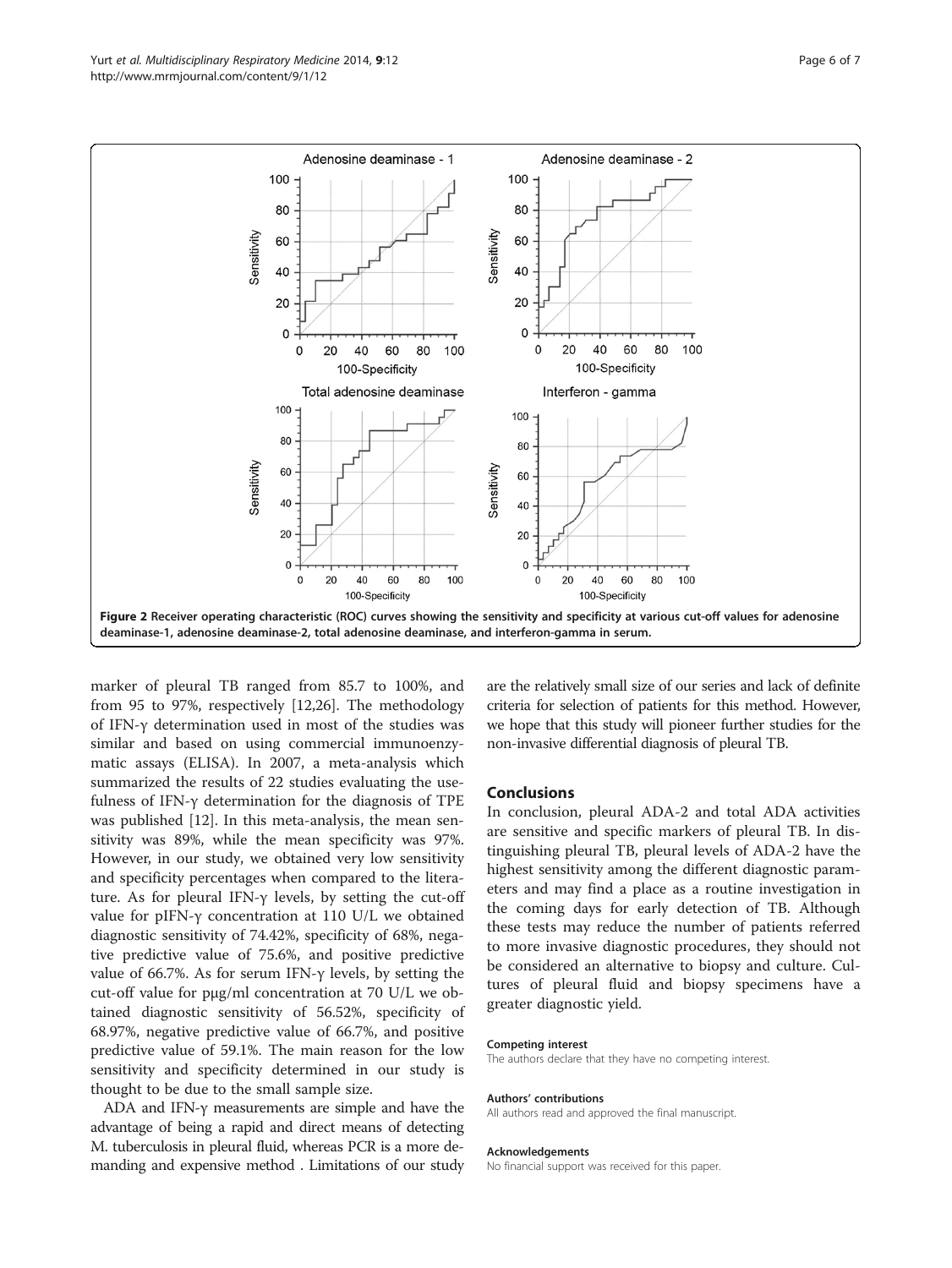Figure 2 Receiver operating characteristic (ROC) curves showing the sensitivity and specificity at various cut-off values for adenosine deaminase-1, adenosine deaminase-2, total adenosine deaminase, and interferon-gamma in serum.

marker of pleural TB ranged from 85.7 to 100%, and from 95 to 97%, respectively [12,26]. The methodology of IFN-γ determination used in most of the studies was similar and based on using commercial immunoenzymatic assays (ELISA). In 2007, a meta-analysis which summarized the results of 22 studies evaluating the usefulness of IFN-γ determination for the diagnosis of TPE was published [12]. In this meta-analysis, the mean sensitivity was 89%, while the mean specificity was 97%. However, in our study, we obtained very low sensitivity and specificity percentages when compared to the literature. As for pleural IFN-γ levels, by setting the cut-off value for pIFN-γ concentration at 110 U/L we obtained diagnostic sensitivity of 74.42%, specificity of 68%, negative predictive value of 75.6%, and positive predictive value of 66.7%. As for serum IFN-γ levels, by setting the cut-off value for pμg/ml concentration at 70 U/L we obtained diagnostic sensitivity of 56.52%, specificity of 68.97%, negative predictive value of 66.7%, and positive predictive value of 59.1%. The main reason for the low sensitivity and specificity determined in our study is thought to be due to the small sample size.

ADA and IFN-γ measurements are simple and have the advantage of being a rapid and direct means of detecting M. tuberculosis in pleural fluid, whereas PCR is a more demanding and expensive method . Limitations of our study are the relatively small size of our series and lack of definite criteria for selection of patients for this method. However, we hope that this study will pioneer further studies for the non-invasive differential diagnosis of pleural TB.

## Conclusions

In conclusion, pleural ADA-2 and total ADA activities are sensitive and specific markers of pleural TB. In distinguishing pleural TB, pleural levels of ADA-2 have the highest sensitivity among the different diagnostic parameters and may find a place as a routine investigation in the coming days for early detection of TB. Although these tests may reduce the number of patients referred to more invasive diagnostic procedures, they should not be considered an alternative to biopsy and culture. Cultures of pleural fluid and biopsy specimens have a greater diagnostic yield.

#### Competing interest

The authors declare that they have no competing interest.

#### Authors' contributions

All authors read and approved the final manuscript.

#### Acknowledgements

No financial support was received for this paper.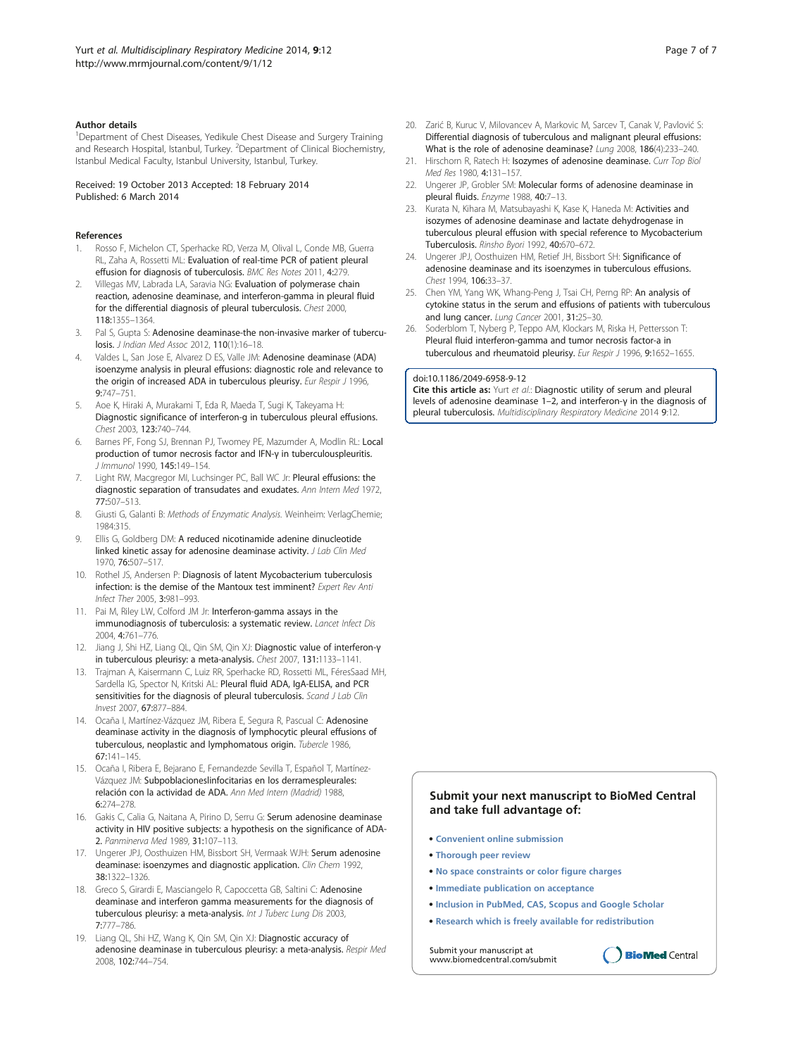### Author details

[1]Department of Chest Diseases, Yedikule Chest Disease and Surgery Training and Research Hospital, Istanbul, Turkey. [2]Department of Clinical Biochemistry, Istanbul Medical Faculty, Istanbul University, Istanbul, Turkey.

Received: 19 October 2013 Accepted: 18 February 2014
Published: 6 March 2014

### References

1. Rosso F, Michelon CT, Sperhacke RD, Verza M, Olival L, Conde MB, Guerra RL, Zaha A, Rossetti ML: **Evaluation of real-time PCR of patient pleural effusion for diagnosis of tuberculosis.** *BMC Res Notes* 2011, **4:**279.
2. Villegas MV, Labrada LA, Saravia NG: **Evaluation of polymerase chain reaction, adenosine deaminase, and interferon-gamma in pleural fluid for the differential diagnosis of pleural tuberculosis.** *Chest* 2000, **118:**1355–1364.
3. Pal S, Gupta S: **Adenosine deaminase-the non-invasive marker of tuberculosis.** *J Indian Med Assoc* 2012, **110**(1):16–18.
4. Valdes L, San Jose E, Alvarez D ES, Valle JM: **Adenosine deaminase (ADA) isoenzyme analysis in pleural effusions: diagnostic role and relevance to the origin of increased ADA in tuberculous pleurisy.** *Eur Respir J* 1996, **9:**747–751.
5. Aoe K, Hiraki A, Murakami T, Eda R, Maeda T, Sugi K, Takeyama H: **Diagnostic significance of interferon-g in tuberculous pleural effusions.** *Chest* 2003, **123:**740–744.
6. Barnes PF, Fong SJ, Brennan PJ, Twomey PE, Mazumder A, Modlin RL: **Local production of tumor necrosis factor and IFN-γ in tuberculouspleuritis.** *J Immunol* 1990, **145:**149–154.
7. Light RW, Macgregor MI, Luchsinger PC, Ball WC Jr: **Pleural effusions: the diagnostic separation of transudates and exudates.** *Ann Intern Med* 1972, **77:**507–513.
8. Giusti G, Galanti B: *Methods of Enzymatic Analysis.* Weinheim: VerlagChemie; 1984:315.
9. Ellis G, Goldberg DM: **A reduced nicotinamide adenine dinucleotide linked kinetic assay for adenosine deaminase activity.** *J Lab Clin Med* 1970, **76:**507–517.
10. Rothel JS, Andersen P: **Diagnosis of latent Mycobacterium tuberculosis infection: is the demise of the Mantoux test imminent?** *Expert Rev Anti Infect Ther* 2005, **3:**981–993.
11. Pai M, Riley LW, Colford JM Jr: **Interferon-gamma assays in the immunodiagnosis of tuberculosis: a systematic review.** *Lancet Infect Dis* 2004, **4:**761–776.
12. Jiang J, Shi HZ, Liang QL, Qin SM, Qin XJ: **Diagnostic value of interferon-γ in tuberculous pleurisy: a meta-analysis.** *Chest* 2007, **131:**1133–1141.
13. Trajman A, Kaisermann C, Luiz RR, Sperhacke RD, Rossetti ML, FéresSaad MH, Sardella IG, Spector N, Kritski AL: **Pleural fluid ADA, IgA-ELISA, and PCR sensitivities for the diagnosis of pleural tuberculosis.** *Scand J Lab Clin Invest* 2007, **67:**877–884.
14. Ocaña I, Martínez-Vázquez JM, Ribera E, Segura R, Pascual C: **Adenosine deaminase activity in the diagnosis of lymphocytic pleural effusions of tuberculous, neoplastic and lymphomatous origin.** *Tubercle* 1986, **67:**141–145.
15. Ocaña I, Ribera E, Bejarano E, Fernandezde Sevilla T, Español T, Martínez-Vázquez JM: **Subpoblacioneslinfocitarias en los derramespleurales: relación con la actividad de ADA.** *Ann Med Intern (Madrid)* 1988, **6:**274–278.
16. Gakis C, Calia G, Naitana A, Pirino D, Serru G: **Serum adenosine deaminase activity in HIV positive subjects: a hypothesis on the significance of ADA-2.** *Panminerva Med* 1989, **31:**107–113.
17. Ungerer JPJ, Oosthuizen HM, Bissbort SH, Vermaak WJH: **Serum adenosine deaminase: isoenzymes and diagnostic application.** *Clin Chem* 1992, **38:**1322–1326.
18. Greco S, Girardi E, Masciangelo R, Capoccetta GB, Saltini C: **Adenosine deaminase and interferon gamma measurements for the diagnosis of tuberculous pleurisy: a meta-analysis.** *Int J Tuberc Lung Dis* 2003, **7:**777–786.
19. Liang QL, Shi HZ, Wang K, Qin SM, Qin XJ: **Diagnostic accuracy of adenosine deaminase in tuberculous pleurisy: a meta-analysis.** *Respir Med* 2008, **102:**744–754.
20. Zarić B, Kuruc V, Milovancev A, Markovic M, Sarcev T, Canak V, Pavlović S: **Differential diagnosis of tuberculous and malignant pleural effusions: What is the role of adenosine deaminase?** *Lung* 2008, **186**(4):233–240.
21. Hirschorn R, Ratech H: **Isozymes of adenosine deaminase.** *Curr Top Biol Med Res* 1980, **4:**131–157.
22. Ungerer JP, Grobler SM: **Molecular forms of adenosine deaminase in pleural fluids.** *Enzyme* 1988, **40:**7–13.
23. Kurata N, Kihara M, Matsubayashi K, Kase K, Haneda M: **Activities and isozymes of adenosine deaminase and lactate dehydrogenase in tuberculous pleural effusion with special reference to Mycobacterium Tuberculosis.** *Rinsho Byori* 1992, **40:**670–672.
24. Ungerer JPJ, Oosthuizen HM, Retief JH, Bissbort SH: **Significance of adenosine deaminase and its isoenzymes in tuberculous effusions.** *Chest* 1994, **106:**33–37.
25. Chen YM, Yang WK, Whang-Peng J, Tsai CH, Perng RP: **An analysis of cytokine status in the serum and effusions of patients with tuberculous and lung cancer.** *Lung Cancer* 2001, **31:**25–30.
26. Soderblom T, Nyberg P, Teppo AM, Klockars M, Riska H, Pettersson T: **Pleural fluid interferon-gamma and tumor necrosis factor-a in tuberculous and rheumatoid pleurisy.** *Eur Respir J* 1996, **9:**1652–1655.

doi:10.1186/2049-6958-9-12

**Cite this article as:** Yurt *et al.*: Diagnostic utility of serum and pleural levels of adenosine deaminase 1–2, and interferon-γ in the diagnosis of pleural tuberculosis. *Multidisciplinary Respiratory Medicine* 2014 **9**:12.

**Submit your next manuscript to BioMed Central and take full advantage of:**

- **Convenient online submission**
- **Thorough peer review**
- **No space constraints or color figure charges**
- **Immediate publication on acceptance**
- **Inclusion in PubMed, CAS, Scopus and Google Scholar**
- **Research which is freely available for redistribution**

Submit your manuscript at
www.biomedcentral.com/submit

BioMed Central